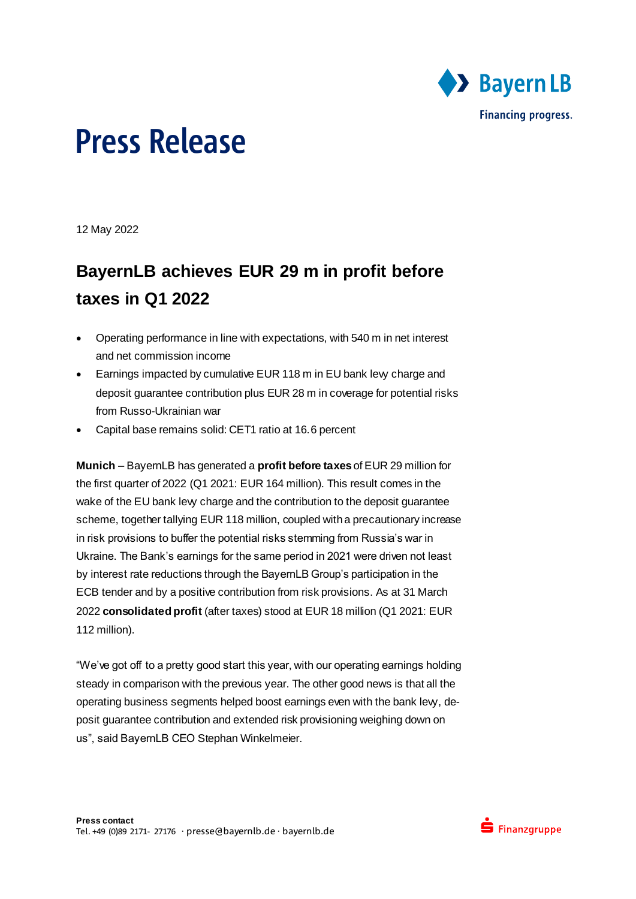# Press Release

12 May 2022

## BayernLB achieves EUR 29 m in profit before taxes in Q1 2022

- Operating performance in line with expectations, with 540 m in net interest and net commission income
- Earnings impacted by cumulative EUR 118 m in EU bank levy charge and deposit guarantee contribution plus EUR 28 m in coverage for potential risks from Russo-Ukrainian war
- Capital base remains solid: CET1 ratio at 16.6 percent

**Munich** – BayernLB has generated a **profit before taxes** of EUR 29 million for the first quarter of 2022 (Q1 2021: EUR 164 million). This result comes in the wake of the EU bank levy charge and the contribution to the deposit guarantee scheme, together tallying EUR 118 million, coupled with a precautionary increase in risk provisions to buffer the potential risks stemming from Russia's war in Ukraine. The Bank's earnings for the same period in 2021 were driven not least by interest rate reductions through the BayernLB Group's participation in the ECB tender and by a positive contribution from risk provisions. As at 31 March 2022 **consolidated profit** (after taxes) stood at EUR 18 million (Q1 2021: EUR 112 million).

"We've got off to a pretty good start this year, with our operating earnings holding steady in comparison with the previous year. The other good news is that all the operating business segments helped boost earnings even with the bank levy, deposit guarantee contribution and extended risk provisioning weighing down on us", said BayernLB CEO Stephan Winkelmeier.

**Press contact**
Tel. +49 (0)89 2171- 27176 · presse@bayernlb.de · bayernlb.de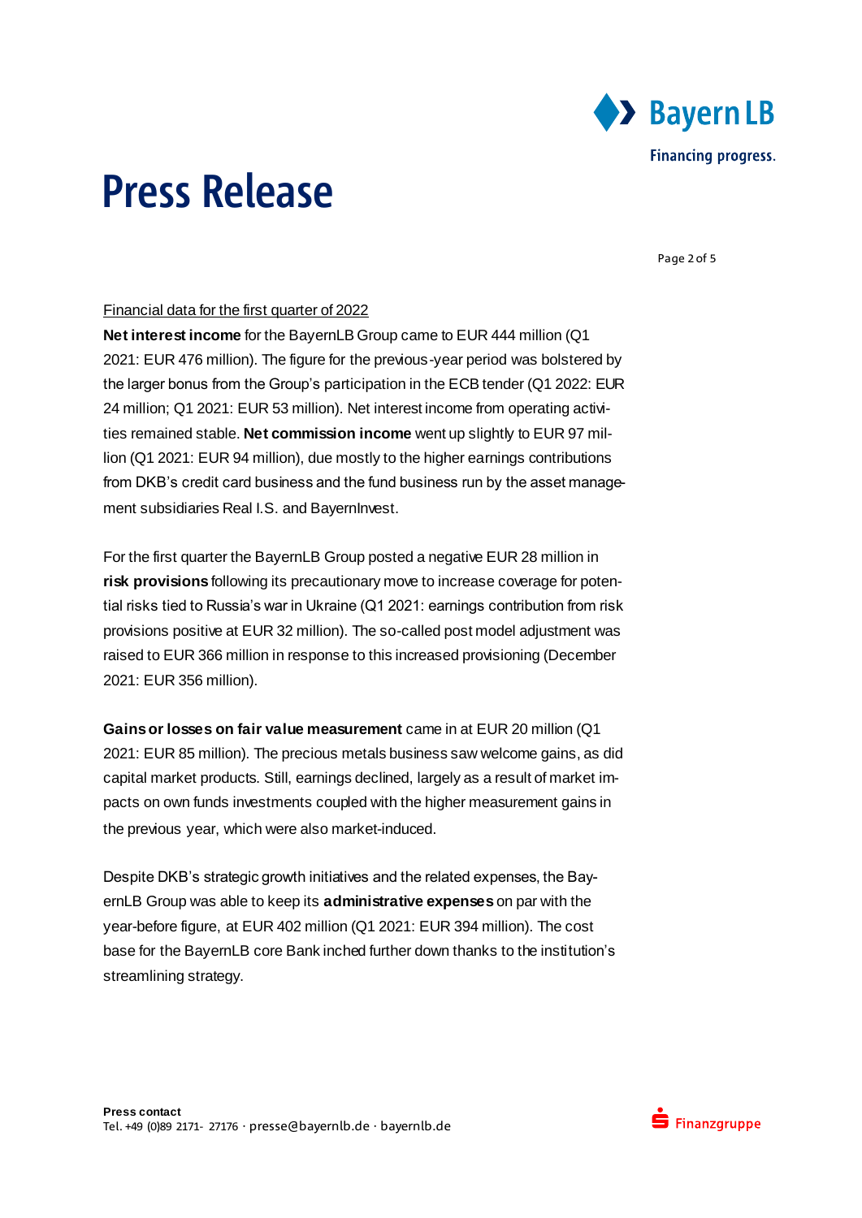Financial data for the first quarter of 2022

**Net interest income** for the BayernLB Group came to EUR 444 million (Q1 2021: EUR 476 million). The figure for the previous-year period was bolstered by the larger bonus from the Group's participation in the ECB tender (Q1 2022: EUR 24 million; Q1 2021: EUR 53 million). Net interest income from operating activities remained stable. **Net commission income** went up slightly to EUR 97 million (Q1 2021: EUR 94 million), due mostly to the higher earnings contributions from DKB's credit card business and the fund business run by the asset management subsidiaries Real I.S. and BayernInvest.

For the first quarter the BayernLB Group posted a negative EUR 28 million in **risk provisions** following its precautionary move to increase coverage for potential risks tied to Russia's war in Ukraine (Q1 2021: earnings contribution from risk provisions positive at EUR 32 million). The so-called post model adjustment was raised to EUR 366 million in response to this increased provisioning (December 2021: EUR 356 million).

**Gains or losses on fair value measurement** came in at EUR 20 million (Q1 2021: EUR 85 million). The precious metals business saw welcome gains, as did capital market products. Still, earnings declined, largely as a result of market impacts on own funds investments coupled with the higher measurement gains in the previous year, which were also market-induced.

Despite DKB's strategic growth initiatives and the related expenses, the BayernLB Group was able to keep its **administrative expenses** on par with the year-before figure, at EUR 402 million (Q1 2021: EUR 394 million). The cost base for the BayernLB core Bank inched further down thanks to the institution's streamlining strategy.

**Press contact**
Tel. +49 (0)89 2171- 27176 · presse@bayernlb.de · bayernlb.de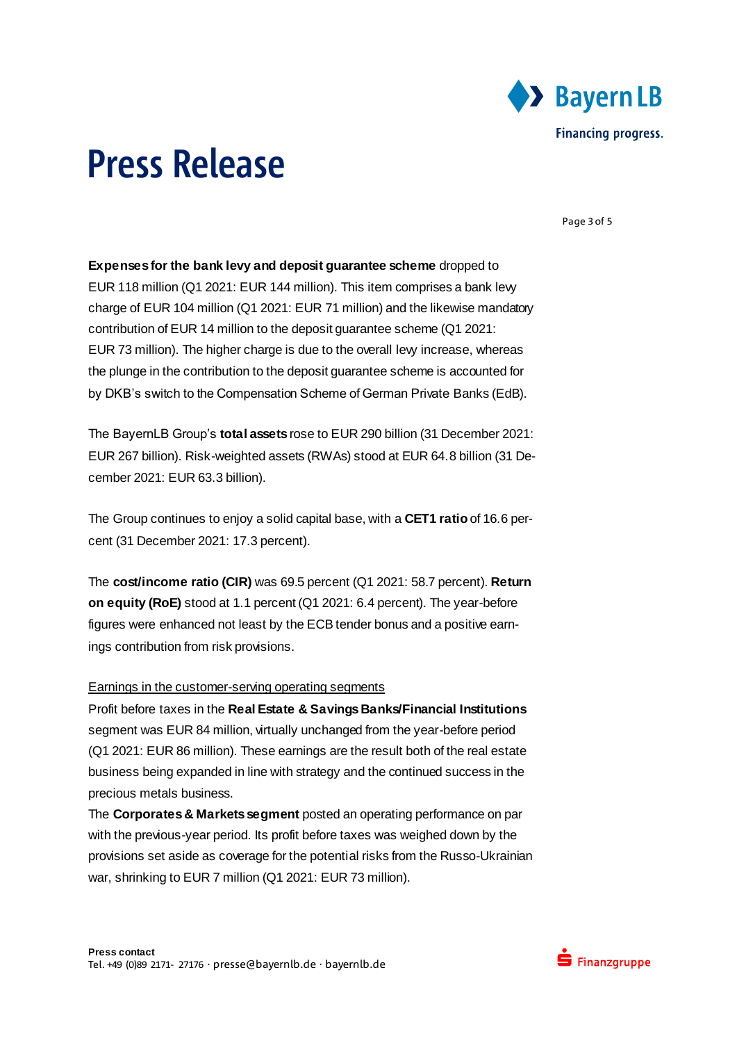**Expenses for the bank levy and deposit guarantee scheme** dropped to EUR 118 million (Q1 2021: EUR 144 million). This item comprises a bank levy charge of EUR 104 million (Q1 2021: EUR 71 million) and the likewise mandatory contribution of EUR 14 million to the deposit guarantee scheme (Q1 2021: EUR 73 million). The higher charge is due to the overall levy increase, whereas the plunge in the contribution to the deposit guarantee scheme is accounted for by DKB's switch to the Compensation Scheme of German Private Banks (EdB).

The BayernLB Group's **total assets** rose to EUR 290 billion (31 December 2021: EUR 267 billion). Risk-weighted assets (RWAs) stood at EUR 64.8 billion (31 December 2021: EUR 63.3 billion).

The Group continues to enjoy a solid capital base, with a **CET1 ratio** of 16.6 percent (31 December 2021: 17.3 percent).

The **cost/income ratio (CIR)** was 69.5 percent (Q1 2021: 58.7 percent). **Return on equity (RoE)** stood at 1.1 percent (Q1 2021: 6.4 percent). The year-before figures were enhanced not least by the ECB tender bonus and a positive earnings contribution from risk provisions.

<u>Earnings in the customer-serving operating segments</u>

Profit before taxes in the **Real Estate & Savings Banks/Financial Institutions** segment was EUR 84 million, virtually unchanged from the year-before period (Q1 2021: EUR 86 million). These earnings are the result both of the real estate business being expanded in line with strategy and the continued success in the precious metals business.

The **Corporates & Markets segment** posted an operating performance on par with the previous-year period. Its profit before taxes was weighed down by the provisions set aside as coverage for the potential risks from the Russo-Ukrainian war, shrinking to EUR 7 million (Q1 2021: EUR 73 million).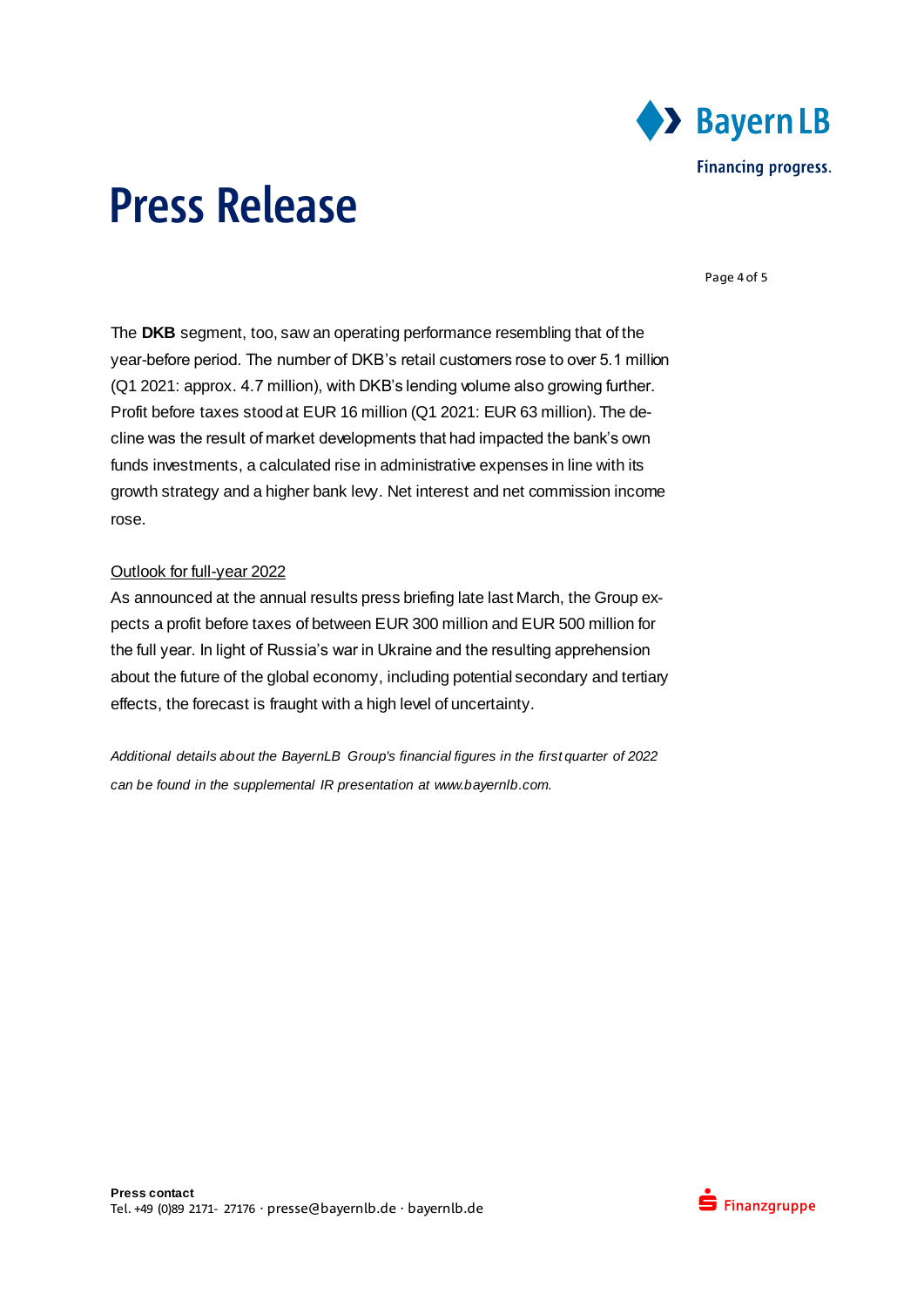The **DKB** segment, too, saw an operating performance resembling that of the year-before period. The number of DKB's retail customers rose to over 5.1 million (Q1 2021: approx. 4.7 million), with DKB's lending volume also growing further. Profit before taxes stood at EUR 16 million (Q1 2021: EUR 63 million). The decline was the result of market developments that had impacted the bank's own funds investments, a calculated rise in administrative expenses in line with its growth strategy and a higher bank levy. Net interest and net commission income rose.

<u>Outlook for full-year 2022</u>

As announced at the annual results press briefing late last March, the Group expects a profit before taxes of between EUR 300 million and EUR 500 million for the full year. In light of Russia's war in Ukraine and the resulting apprehension about the future of the global economy, including potential secondary and tertiary effects, the forecast is fraught with a high level of uncertainty.

*Additional details about the BayernLB Group's financial figures in the first quarter of 2022 can be found in the supplemental IR presentation at www.bayernlb.com.*

**Press contact**
Tel. +49 (0)89 2171- 27176 · presse@bayernlb.de · bayernlb.de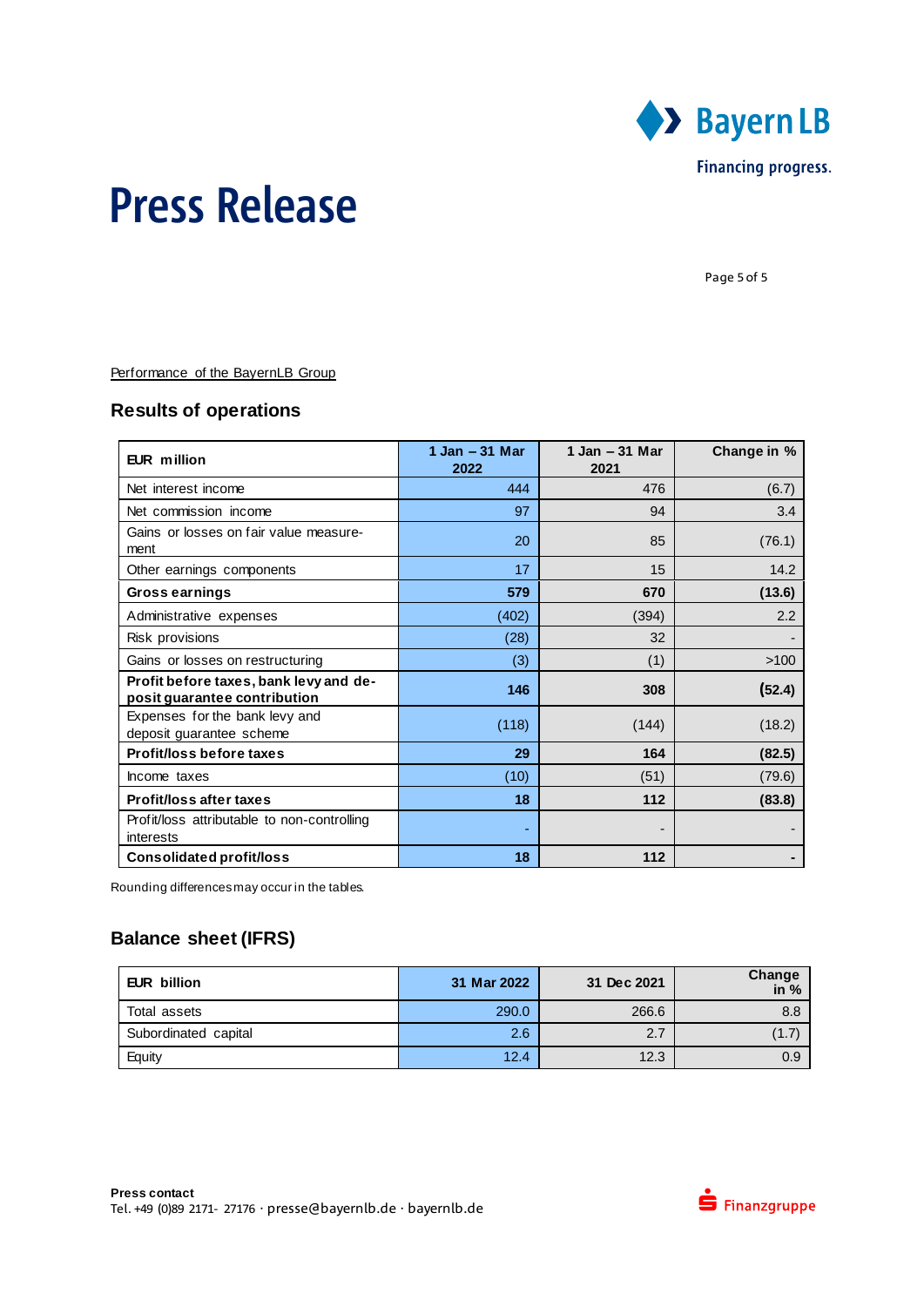# Press Release

Performance of the BayernLB Group

## Results of operations

| EUR million | 1 Jan – 31 Mar 2022 | 1 Jan – 31 Mar 2021 | Change in % |
|---|---|---|---|
| Net interest income | 444 | 476 | (6.7) |
| Net commission income | 97 | 94 | 3.4 |
| Gains or losses on fair value measurement | 20 | 85 | (76.1) |
| Other earnings components | 17 | 15 | 14.2 |
| **Gross earnings** | **579** | **670** | **(13.6)** |
| Administrative expenses | (402) | (394) | 2.2 |
| Risk provisions | (28) | 32 | - |
| Gains or losses on restructuring | (3) | (1) | >100 |
| **Profit before taxes, bank levy and deposit guarantee contribution** | **146** | **308** | **(52.4)** |
| Expenses for the bank levy and deposit guarantee scheme | (118) | (144) | (18.2) |
| **Profit/loss before taxes** | **29** | **164** | **(82.5)** |
| Income taxes | (10) | (51) | (79.6) |
| **Profit/loss after taxes** | **18** | **112** | **(83.8)** |
| Profit/loss attributable to non-controlling interests | - | - | - |
| **Consolidated profit/loss** | **18** | **112** | **-** |

Rounding differences may occur in the tables.

## Balance sheet (IFRS)

| EUR billion | 31 Mar 2022 | 31 Dec 2021 | Change in % |
|---|---|---|---|
| Total assets | 290.0 | 266.6 | 8.8 |
| Subordinated capital | 2.6 | 2.7 | (1.7) |
| Equity | 12.4 | 12.3 | 0.9 |

**Press contact**
Tel. +49 (0)89 2171- 27176 · presse@bayernlb.de · bayernlb.de